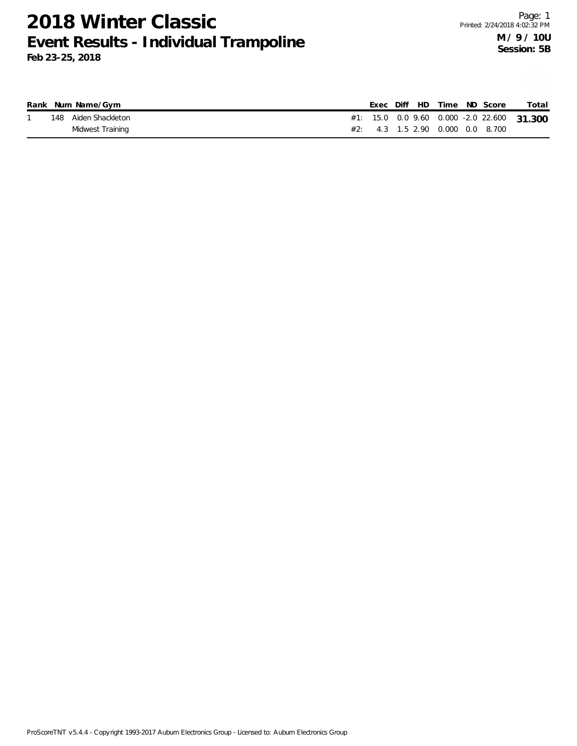# 2018 Winter Classic

## Event Results - Individual Trampoline

**Feb 23-25, 2018**

**M / 9 / 10U**
**Session: 5B**

| Rank | Num | Name/Gym | | Exec | Diff | HD | Time | ND | Score | Total |
|---|---|---|---|---|---|---|---|---|---|---|
| 1 | 148 | Aiden Shackleton | #1: | 15.0 | 0.0 | 9.60 | 0.000 | -2.0 | 22.600 | **31.300** |
| | | Midwest Training | #2: | 4.3 | 1.5 | 2.90 | 0.000 | 0.0 | 8.700 | |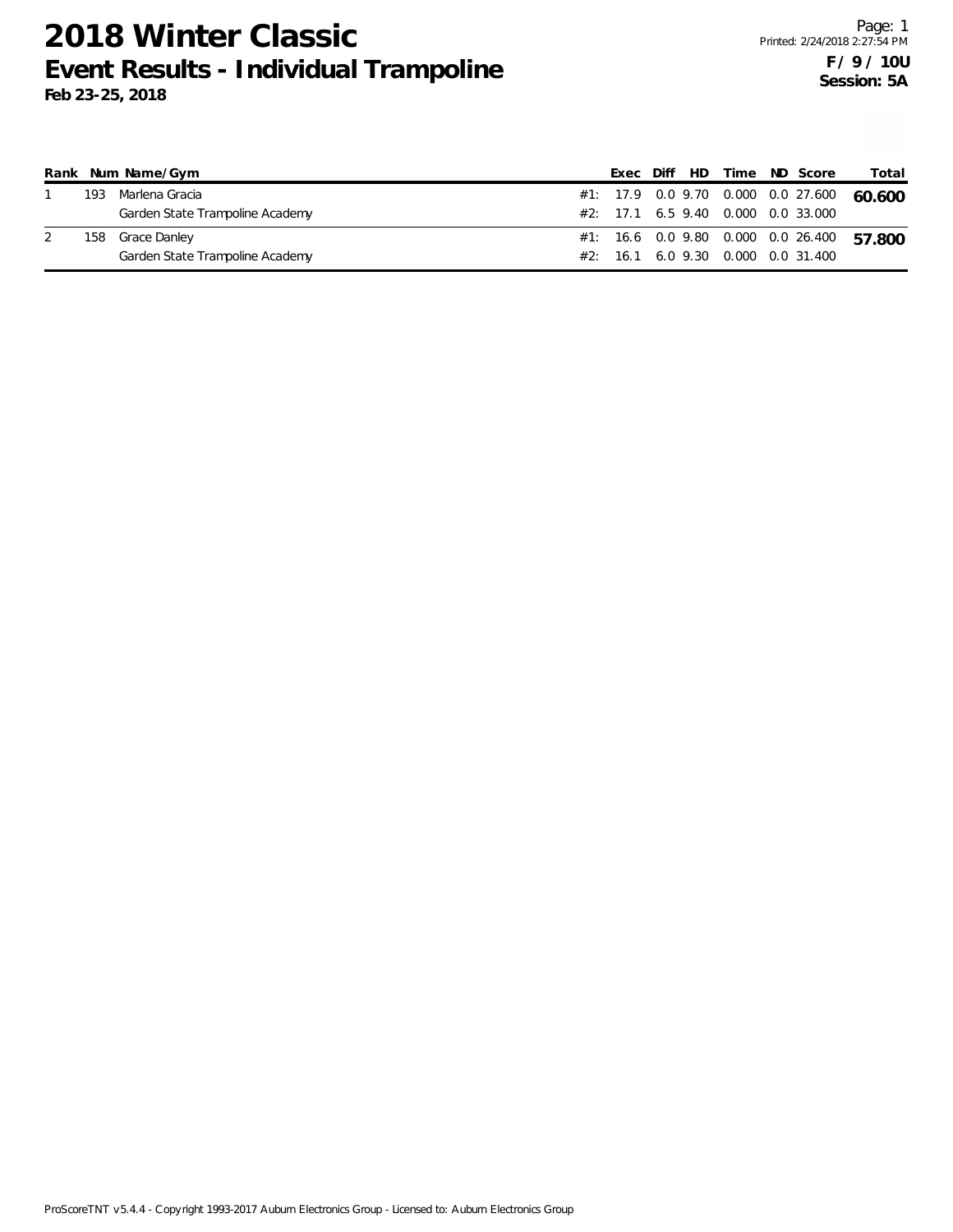# 2018 Winter Classic

## Event Results - Individual Trampoline

**Feb 23-25, 2018**

**F / 9 / 10U**
**Session: 5A**

| Rank | Num | Name/Gym | | Exec | Diff | HD | Time | ND | Score | Total |
|---|---|---|---|---|---|---|---|---|---|---|
| 1 | 193 | Marlena Gracia | #1: | 17.9 | 0.0 | 9.70 | 0.000 | 0.0 | 27.600 | **60.600** |
| | | Garden State Trampoline Academy | #2: | 17.1 | 6.5 | 9.40 | 0.000 | 0.0 | 33.000 | |
| 2 | 158 | Grace Danley | #1: | 16.6 | 0.0 | 9.80 | 0.000 | 0.0 | 26.400 | **57.800** |
| | | Garden State Trampoline Academy | #2: | 16.1 | 6.0 | 9.30 | 0.000 | 0.0 | 31.400 | |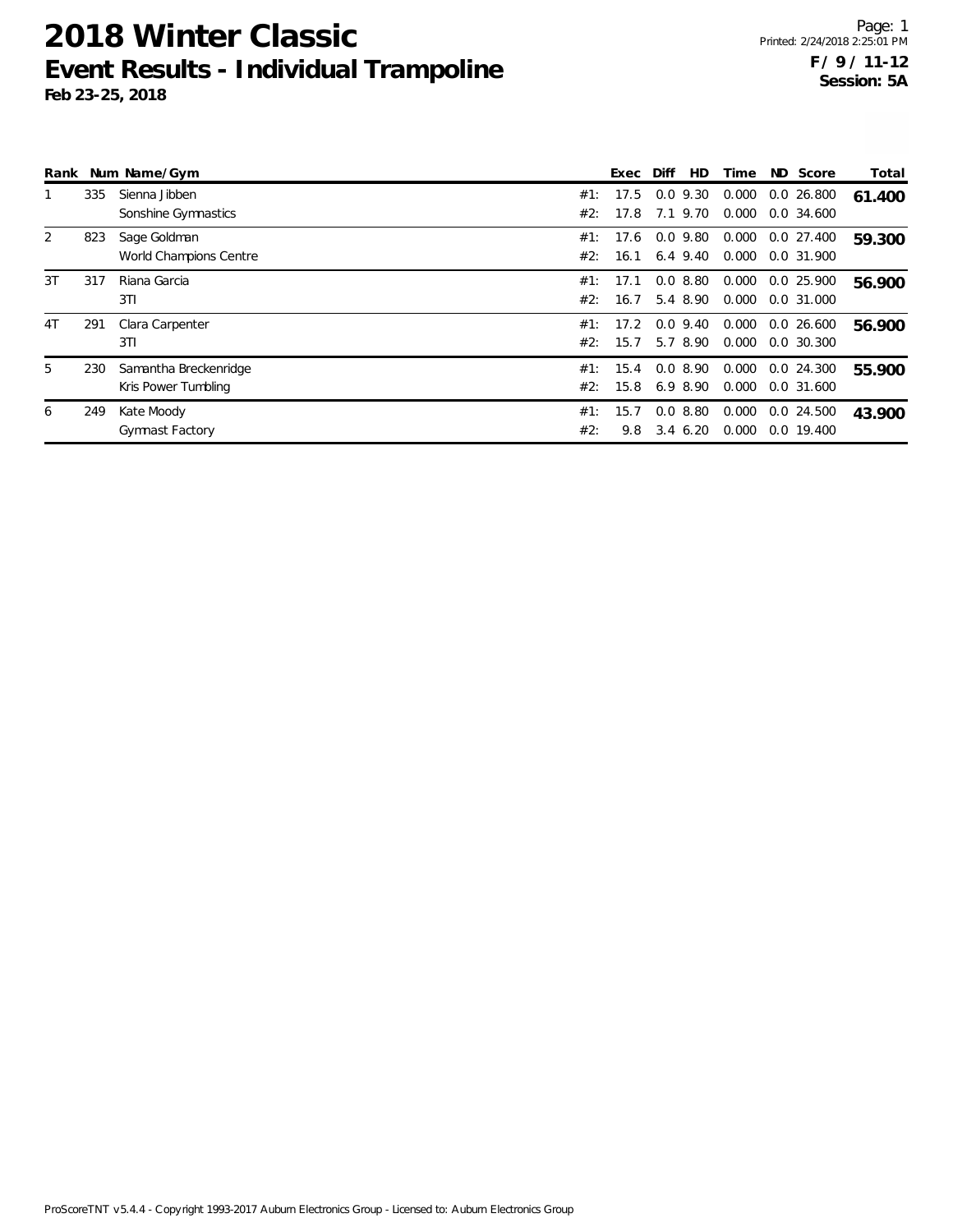# 2018 Winter Classic

## Event Results - Individual Trampoline

**Feb 23-25, 2018**

**F / 9 / 11-12**
**Session: 5A**

| Rank | Num | Name/Gym | | Exec | Diff | HD | Time | ND | Score | Total |
|---|---|---|---|---|---|---|---|---|---|---|
| 1 | 335 | Sienna Jibben | #1: | 17.5 | 0.0 | 9.30 | 0.000 | 0.0 | 26.800 | **61.400** |
| | | Sonshine Gymnastics | #2: | 17.8 | 7.1 | 9.70 | 0.000 | 0.0 | 34.600 | |
| 2 | 823 | Sage Goldman | #1: | 17.6 | 0.0 | 9.80 | 0.000 | 0.0 | 27.400 | **59.300** |
| | | World Champions Centre | #2: | 16.1 | 6.4 | 9.40 | 0.000 | 0.0 | 31.900 | |
| 3T | 317 | Riana Garcia | #1: | 17.1 | 0.0 | 8.80 | 0.000 | 0.0 | 25.900 | **56.900** |
| | | 3TI | #2: | 16.7 | 5.4 | 8.90 | 0.000 | 0.0 | 31.000 | |
| 4T | 291 | Clara Carpenter | #1: | 17.2 | 0.0 | 9.40 | 0.000 | 0.0 | 26.600 | **56.900** |
| | | 3TI | #2: | 15.7 | 5.7 | 8.90 | 0.000 | 0.0 | 30.300 | |
| 5 | 230 | Samantha Breckenridge | #1: | 15.4 | 0.0 | 8.90 | 0.000 | 0.0 | 24.300 | **55.900** |
| | | Kris Power Tumbling | #2: | 15.8 | 6.9 | 8.90 | 0.000 | 0.0 | 31.600 | |
| 6 | 249 | Kate Moody | #1: | 15.7 | 0.0 | 8.80 | 0.000 | 0.0 | 24.500 | **43.900** |
| | | Gymnast Factory | #2: | 9.8 | 3.4 | 6.20 | 0.000 | 0.0 | 19.400 | |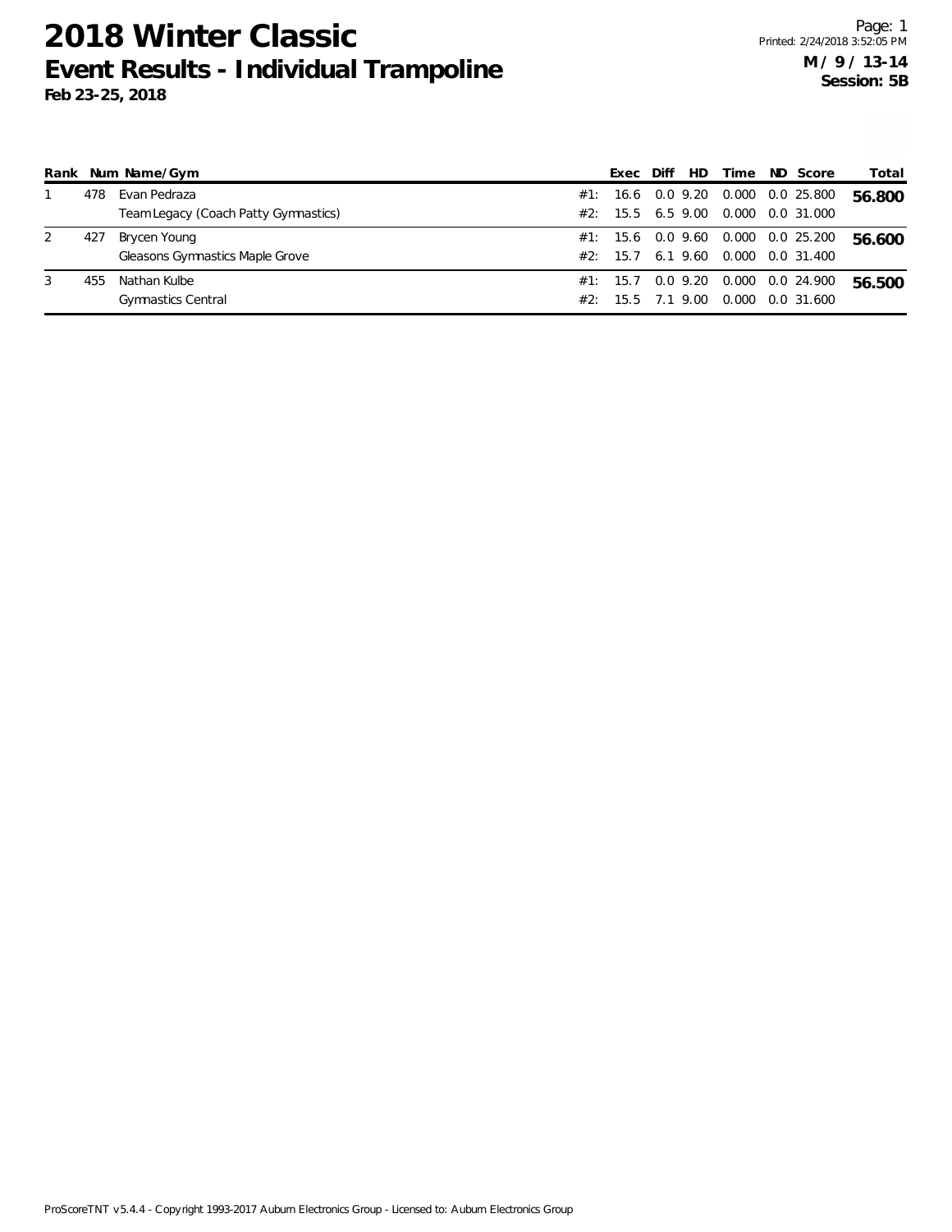# 2018 Winter Classic

## Event Results - Individual Trampoline

**Feb 23-25, 2018**

Page: 1
Printed: 2/24/2018 3:52:05 PM

**M / 9 / 13-14**
**Session: 5B**

| Rank | Num | Name/Gym | | Exec | Diff | HD | Time | ND | Score | Total |
|---|---|---|---|---|---|---|---|---|---|---|
| 1 | 478 | Evan Pedraza | #1: | 16.6 | 0.0 | 9.20 | 0.000 | 0.0 | 25.800 | **56.800** |
| | | Team Legacy (Coach Patty Gymnastics) | #2: | 15.5 | 6.5 | 9.00 | 0.000 | 0.0 | 31.000 | |
| 2 | 427 | Brycen Young | #1: | 15.6 | 0.0 | 9.60 | 0.000 | 0.0 | 25.200 | **56.600** |
| | | Gleasons Gymnastics Maple Grove | #2: | 15.7 | 6.1 | 9.60 | 0.000 | 0.0 | 31.400 | |
| 3 | 455 | Nathan Kulbe | #1: | 15.7 | 0.0 | 9.20 | 0.000 | 0.0 | 24.900 | **56.500** |
| | | Gymnastics Central | #2: | 15.5 | 7.1 | 9.00 | 0.000 | 0.0 | 31.600 | |

ProScoreTNT v5.4.4 - Copyright 1993-2017 Auburn Electronics Group - Licensed to: Auburn Electronics Group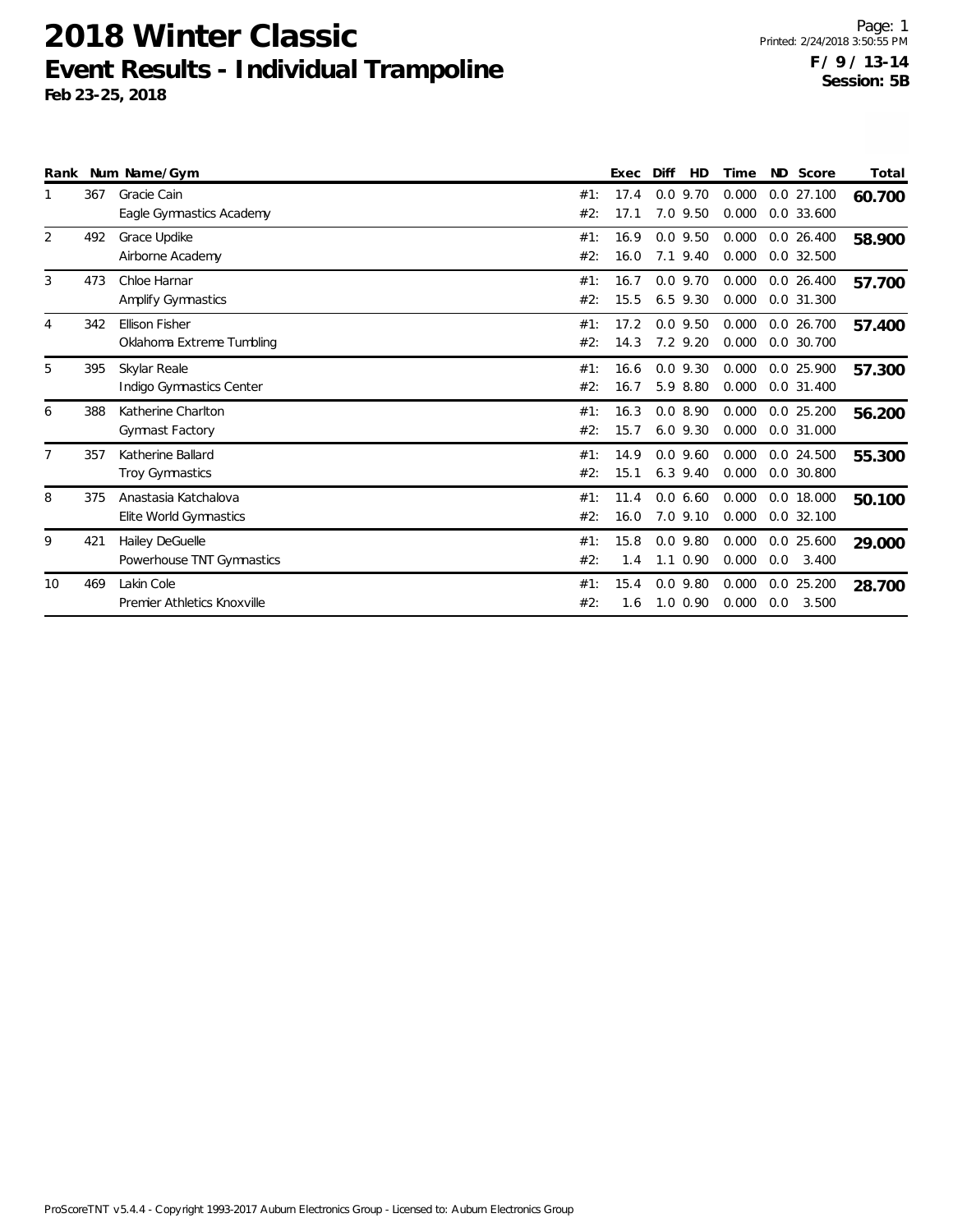# 2018 Winter Classic

## Event Results - Individual Trampoline

**Feb 23-25, 2018**

Printed: 2/24/2018 3:50:55 PM

**F / 9 / 13-14**
**Session: 5B**

| Rank | Num | Name/Gym | | Exec | Diff | HD | Time | ND | Score | Total |
|---|---|---|---|---|---|---|---|---|---|---|
| 1 | 367 | Gracie Cain | #1: | 17.4 | 0.0 | 9.70 | 0.000 | 0.0 | 27.100 | **60.700** |
| | | Eagle Gymnastics Academy | #2: | 17.1 | 7.0 | 9.50 | 0.000 | 0.0 | 33.600 | |
| 2 | 492 | Grace Updike | #1: | 16.9 | 0.0 | 9.50 | 0.000 | 0.0 | 26.400 | **58.900** |
| | | Airborne Academy | #2: | 16.0 | 7.1 | 9.40 | 0.000 | 0.0 | 32.500 | |
| 3 | 473 | Chloe Harnar | #1: | 16.7 | 0.0 | 9.70 | 0.000 | 0.0 | 26.400 | **57.700** |
| | | Amplify Gymnastics | #2: | 15.5 | 6.5 | 9.30 | 0.000 | 0.0 | 31.300 | |
| 4 | 342 | Ellison Fisher | #1: | 17.2 | 0.0 | 9.50 | 0.000 | 0.0 | 26.700 | **57.400** |
| | | Oklahoma Extreme Tumbling | #2: | 14.3 | 7.2 | 9.20 | 0.000 | 0.0 | 30.700 | |
| 5 | 395 | Skylar Reale | #1: | 16.6 | 0.0 | 9.30 | 0.000 | 0.0 | 25.900 | **57.300** |
| | | Indigo Gymnastics Center | #2: | 16.7 | 5.9 | 8.80 | 0.000 | 0.0 | 31.400 | |
| 6 | 388 | Katherine Charlton | #1: | 16.3 | 0.0 | 8.90 | 0.000 | 0.0 | 25.200 | **56.200** |
| | | Gymnast Factory | #2: | 15.7 | 6.0 | 9.30 | 0.000 | 0.0 | 31.000 | |
| 7 | 357 | Katherine Ballard | #1: | 14.9 | 0.0 | 9.60 | 0.000 | 0.0 | 24.500 | **55.300** |
| | | Troy Gymnastics | #2: | 15.1 | 6.3 | 9.40 | 0.000 | 0.0 | 30.800 | |
| 8 | 375 | Anastasia Katchalova | #1: | 11.4 | 0.0 | 6.60 | 0.000 | 0.0 | 18.000 | **50.100** |
| | | Elite World Gymnastics | #2: | 16.0 | 7.0 | 9.10 | 0.000 | 0.0 | 32.100 | |
| 9 | 421 | Hailey DeGuelle | #1: | 15.8 | 0.0 | 9.80 | 0.000 | 0.0 | 25.600 | **29.000** |
| | | Powerhouse TNT Gymnastics | #2: | 1.4 | 1.1 | 0.90 | 0.000 | 0.0 | 3.400 | |
| 10 | 469 | Lakin Cole | #1: | 15.4 | 0.0 | 9.80 | 0.000 | 0.0 | 25.200 | **28.700** |
| | | Premier Athletics Knoxville | #2: | 1.6 | 1.0 | 0.90 | 0.000 | 0.0 | 3.500 | |

ProScoreTNT v5.4.4 - Copyright 1993-2017 Auburn Electronics Group - Licensed to: Auburn Electronics Group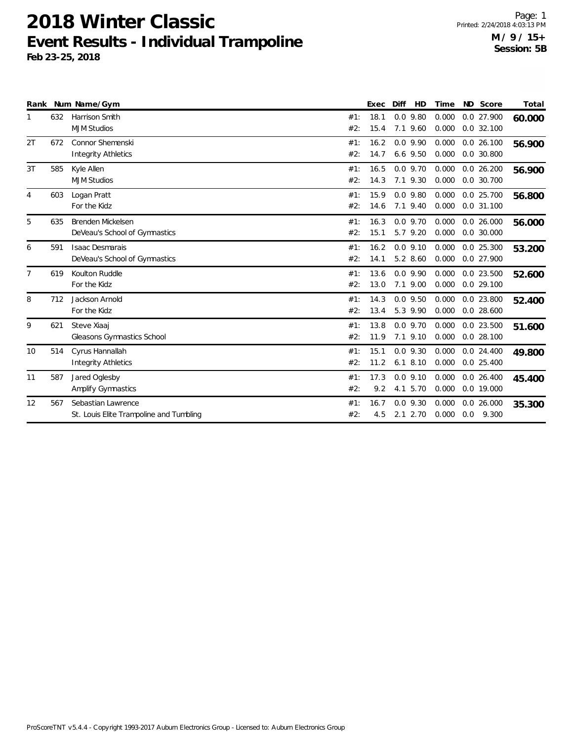# 2018 Winter Classic

## Event Results - Individual Trampoline

**Feb 23-25, 2018**

**M / 9 / 15+**
**Session: 5B**

| Rank | Num | Name/Gym | | Exec | Diff | HD | Time | ND | Score | Total |
|---|---|---|---|---|---|---|---|---|---|---|
| 1 | 632 | Harrison Smith | #1: | 18.1 | 0.0 | 9.80 | 0.000 | 0.0 | 27.900 | **60.000** |
| | | MJM Studios | #2: | 15.4 | 7.1 | 9.60 | 0.000 | 0.0 | 32.100 | |
| 2T | 672 | Connor Shemenski | #1: | 16.2 | 0.0 | 9.90 | 0.000 | 0.0 | 26.100 | **56.900** |
| | | Integrity Athletics | #2: | 14.7 | 6.6 | 9.50 | 0.000 | 0.0 | 30.800 | |
| 3T | 585 | Kyle Allen | #1: | 16.5 | 0.0 | 9.70 | 0.000 | 0.0 | 26.200 | **56.900** |
| | | MJM Studios | #2: | 14.3 | 7.1 | 9.30 | 0.000 | 0.0 | 30.700 | |
| 4 | 603 | Logan Pratt | #1: | 15.9 | 0.0 | 9.80 | 0.000 | 0.0 | 25.700 | **56.800** |
| | | For the Kidz | #2: | 14.6 | 7.1 | 9.40 | 0.000 | 0.0 | 31.100 | |
| 5 | 635 | Brenden Mickelsen | #1: | 16.3 | 0.0 | 9.70 | 0.000 | 0.0 | 26.000 | **56.000** |
| | | DeVeau's School of Gymnastics | #2: | 15.1 | 5.7 | 9.20 | 0.000 | 0.0 | 30.000 | |
| 6 | 591 | Isaac Desmarais | #1: | 16.2 | 0.0 | 9.10 | 0.000 | 0.0 | 25.300 | **53.200** |
| | | DeVeau's School of Gymnastics | #2: | 14.1 | 5.2 | 8.60 | 0.000 | 0.0 | 27.900 | |
| 7 | 619 | Koulton Ruddle | #1: | 13.6 | 0.0 | 9.90 | 0.000 | 0.0 | 23.500 | **52.600** |
| | | For the Kidz | #2: | 13.0 | 7.1 | 9.00 | 0.000 | 0.0 | 29.100 | |
| 8 | 712 | Jackson Arnold | #1: | 14.3 | 0.0 | 9.50 | 0.000 | 0.0 | 23.800 | **52.400** |
| | | For the Kidz | #2: | 13.4 | 5.3 | 9.90 | 0.000 | 0.0 | 28.600 | |
| 9 | 621 | Steve Xiaaj | #1: | 13.8 | 0.0 | 9.70 | 0.000 | 0.0 | 23.500 | **51.600** |
| | | Gleasons Gymnastics School | #2: | 11.9 | 7.1 | 9.10 | 0.000 | 0.0 | 28.100 | |
| 10 | 514 | Cyrus Hannallah | #1: | 15.1 | 0.0 | 9.30 | 0.000 | 0.0 | 24.400 | **49.800** |
| | | Integrity Athletics | #2: | 11.2 | 6.1 | 8.10 | 0.000 | 0.0 | 25.400 | |
| 11 | 587 | Jared Oglesby | #1: | 17.3 | 0.0 | 9.10 | 0.000 | 0.0 | 26.400 | **45.400** |
| | | Amplify Gymnastics | #2: | 9.2 | 4.1 | 5.70 | 0.000 | 0.0 | 19.000 | |
| 12 | 567 | Sebastian Lawrence | #1: | 16.7 | 0.0 | 9.30 | 0.000 | 0.0 | 26.000 | **35.300** |
| | | St. Louis Elite Trampoline and Tumbling | #2: | 4.5 | 2.1 | 2.70 | 0.000 | 0.0 | 9.300 | |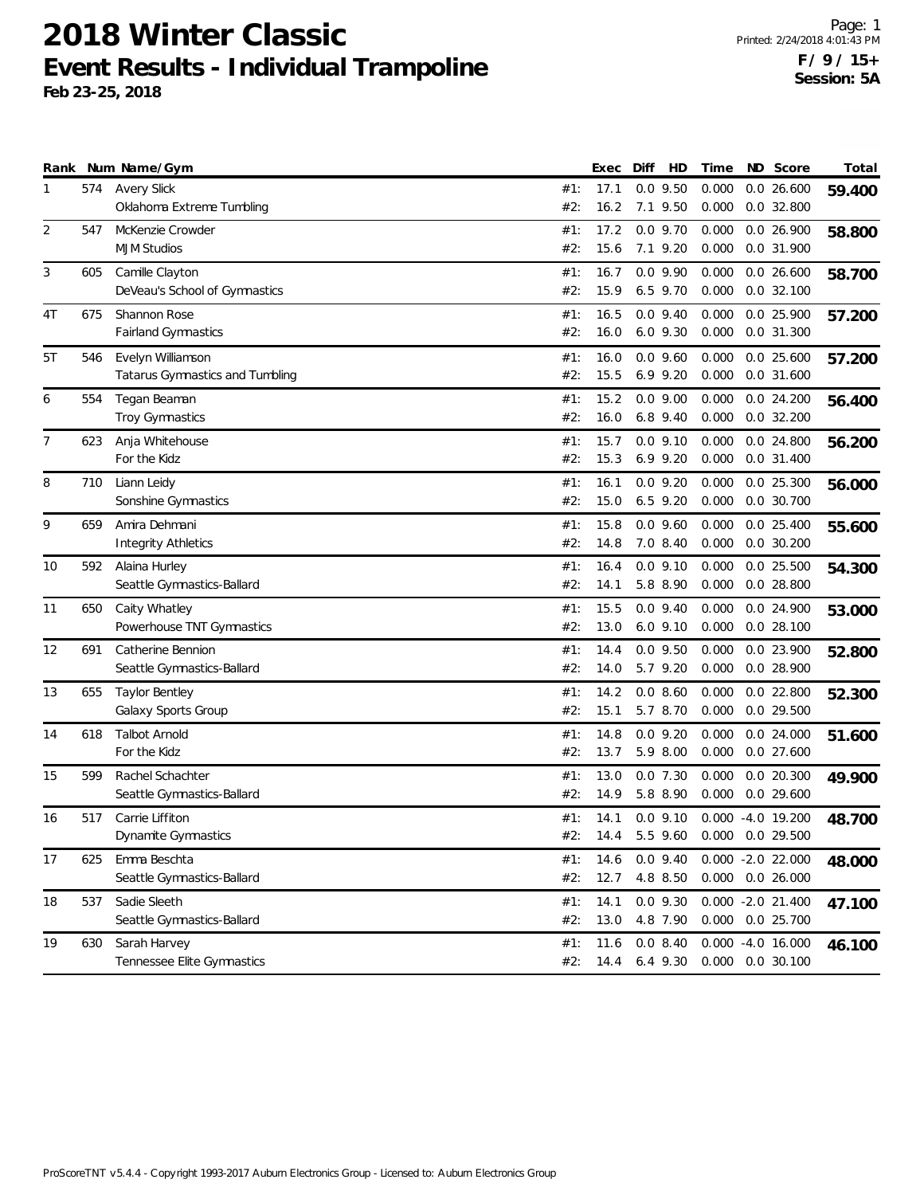# 2018 Winter Classic

## Event Results - Individual Trampoline

**Feb 23-25, 2018**

**F / 9 / 15+**
**Session: 5A**

| Rank | Num | Name/Gym | | Exec | Diff | HD | Time | ND | Score | Total |
|---|---|---|---|---|---|---|---|---|---|---|
| 1 | 574 | Avery Slick | #1: | 17.1 | 0.0 | 9.50 | 0.000 | 0.0 | 26.600 | 59.400 |
| | | Oklahoma Extreme Tumbling | #2: | 16.2 | 7.1 | 9.50 | 0.000 | 0.0 | 32.800 | |
| 2 | 547 | McKenzie Crowder | #1: | 17.2 | 0.0 | 9.70 | 0.000 | 0.0 | 26.900 | 58.800 |
| | | MJM Studios | #2: | 15.6 | 7.1 | 9.20 | 0.000 | 0.0 | 31.900 | |
| 3 | 605 | Camille Clayton | #1: | 16.7 | 0.0 | 9.90 | 0.000 | 0.0 | 26.600 | 58.700 |
| | | DeVeau's School of Gymnastics | #2: | 15.9 | 6.5 | 9.70 | 0.000 | 0.0 | 32.100 | |
| 4T | 675 | Shannon Rose | #1: | 16.5 | 0.0 | 9.40 | 0.000 | 0.0 | 25.900 | 57.200 |
| | | Fairland Gymnastics | #2: | 16.0 | 6.0 | 9.30 | 0.000 | 0.0 | 31.300 | |
| 5T | 546 | Evelyn Williamson | #1: | 16.0 | 0.0 | 9.60 | 0.000 | 0.0 | 25.600 | 57.200 |
| | | Tatarus Gymnastics and Tumbling | #2: | 15.5 | 6.9 | 9.20 | 0.000 | 0.0 | 31.600 | |
| 6 | 554 | Tegan Beaman | #1: | 15.2 | 0.0 | 9.00 | 0.000 | 0.0 | 24.200 | 56.400 |
| | | Troy Gymnastics | #2: | 16.0 | 6.8 | 9.40 | 0.000 | 0.0 | 32.200 | |
| 7 | 623 | Anja Whitehouse | #1: | 15.7 | 0.0 | 9.10 | 0.000 | 0.0 | 24.800 | 56.200 |
| | | For the Kidz | #2: | 15.3 | 6.9 | 9.20 | 0.000 | 0.0 | 31.400 | |
| 8 | 710 | Liann Leidy | #1: | 16.1 | 0.0 | 9.20 | 0.000 | 0.0 | 25.300 | 56.000 |
| | | Sonshine Gymnastics | #2: | 15.0 | 6.5 | 9.20 | 0.000 | 0.0 | 30.700 | |
| 9 | 659 | Amira Dehmani | #1: | 15.8 | 0.0 | 9.60 | 0.000 | 0.0 | 25.400 | 55.600 |
| | | Integrity Athletics | #2: | 14.8 | 7.0 | 8.40 | 0.000 | 0.0 | 30.200 | |
| 10 | 592 | Alaina Hurley | #1: | 16.4 | 0.0 | 9.10 | 0.000 | 0.0 | 25.500 | 54.300 |
| | | Seattle Gymnastics-Ballard | #2: | 14.1 | 5.8 | 8.90 | 0.000 | 0.0 | 28.800 | |
| 11 | 650 | Caity Whatley | #1: | 15.5 | 0.0 | 9.40 | 0.000 | 0.0 | 24.900 | 53.000 |
| | | Powerhouse TNT Gymnastics | #2: | 13.0 | 6.0 | 9.10 | 0.000 | 0.0 | 28.100 | |
| 12 | 691 | Catherine Bennion | #1: | 14.4 | 0.0 | 9.50 | 0.000 | 0.0 | 23.900 | 52.800 |
| | | Seattle Gymnastics-Ballard | #2: | 14.0 | 5.7 | 9.20 | 0.000 | 0.0 | 28.900 | |
| 13 | 655 | Taylor Bentley | #1: | 14.2 | 0.0 | 8.60 | 0.000 | 0.0 | 22.800 | 52.300 |
| | | Galaxy Sports Group | #2: | 15.1 | 5.7 | 8.70 | 0.000 | 0.0 | 29.500 | |
| 14 | 618 | Talbot Arnold | #1: | 14.8 | 0.0 | 9.20 | 0.000 | 0.0 | 24.000 | 51.600 |
| | | For the Kidz | #2: | 13.7 | 5.9 | 8.00 | 0.000 | 0.0 | 27.600 | |
| 15 | 599 | Rachel Schachter | #1: | 13.0 | 0.0 | 7.30 | 0.000 | 0.0 | 20.300 | 49.900 |
| | | Seattle Gymnastics-Ballard | #2: | 14.9 | 5.8 | 8.90 | 0.000 | 0.0 | 29.600 | |
| 16 | 517 | Carrie Liffiton | #1: | 14.1 | 0.0 | 9.10 | 0.000 | -4.0 | 19.200 | 48.700 |
| | | Dynamite Gymnastics | #2: | 14.4 | 5.5 | 9.60 | 0.000 | 0.0 | 29.500 | |
| 17 | 625 | Emma Beschta | #1: | 14.6 | 0.0 | 9.40 | 0.000 | -2.0 | 22.000 | 48.000 |
| | | Seattle Gymnastics-Ballard | #2: | 12.7 | 4.8 | 8.50 | 0.000 | 0.0 | 26.000 | |
| 18 | 537 | Sadie Sleeth | #1: | 14.1 | 0.0 | 9.30 | 0.000 | -2.0 | 21.400 | 47.100 |
| | | Seattle Gymnastics-Ballard | #2: | 13.0 | 4.8 | 7.90 | 0.000 | 0.0 | 25.700 | |
| 19 | 630 | Sarah Harvey | #1: | 11.6 | 0.0 | 8.40 | 0.000 | -4.0 | 16.000 | 46.100 |
| | | Tennessee Elite Gymnastics | #2: | 14.4 | 6.4 | 9.30 | 0.000 | 0.0 | 30.100 | |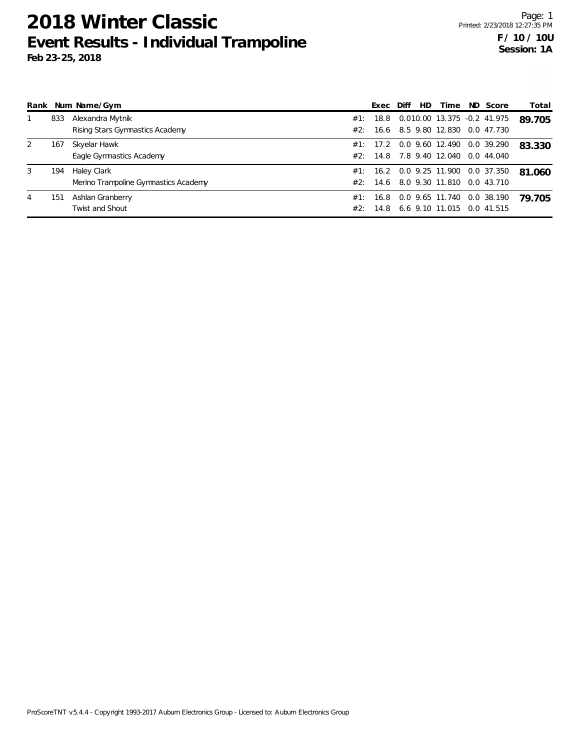# 2018 Winter Classic

## Event Results - Individual Trampoline

**Feb 23-25, 2018**

Printed: 2/23/2018 12:27:35 PM

**F / 10 / 10U**
**Session: 1A**

| Rank | Num | Name/Gym | | Exec | Diff | HD | Time | ND | Score | Total |
|---|---|---|---|---|---|---|---|---|---|---|
| 1 | 833 | Alexandra Mytnik | #1: | 18.8 | 0.0 | 10.00 | 13.375 | -0.2 | 41.975 | **89.705** |
| | | Rising Stars Gymnastics Academy | #2: | 16.6 | 8.5 | 9.80 | 12.830 | 0.0 | 47.730 | |
| 2 | 167 | Skyelar Hawk | #1: | 17.2 | 0.0 | 9.60 | 12.490 | 0.0 | 39.290 | **83.330** |
| | | Eagle Gymnastics Academy | #2: | 14.8 | 7.8 | 9.40 | 12.040 | 0.0 | 44.040 | |
| 3 | 194 | Haley Clark | #1: | 16.2 | 0.0 | 9.25 | 11.900 | 0.0 | 37.350 | **81.060** |
| | | Merino Trampoline Gymnastics Academy | #2: | 14.6 | 8.0 | 9.30 | 11.810 | 0.0 | 43.710 | |
| 4 | 151 | Ashlan Granberry | #1: | 16.8 | 0.0 | 9.65 | 11.740 | 0.0 | 38.190 | **79.705** |
| | | Twist and Shout | #2: | 14.8 | 6.6 | 9.10 | 11.015 | 0.0 | 41.515 | |

ProScoreTNT v5.4.4 - Copyright 1993-2017 Auburn Electronics Group - Licensed to: Auburn Electronics Group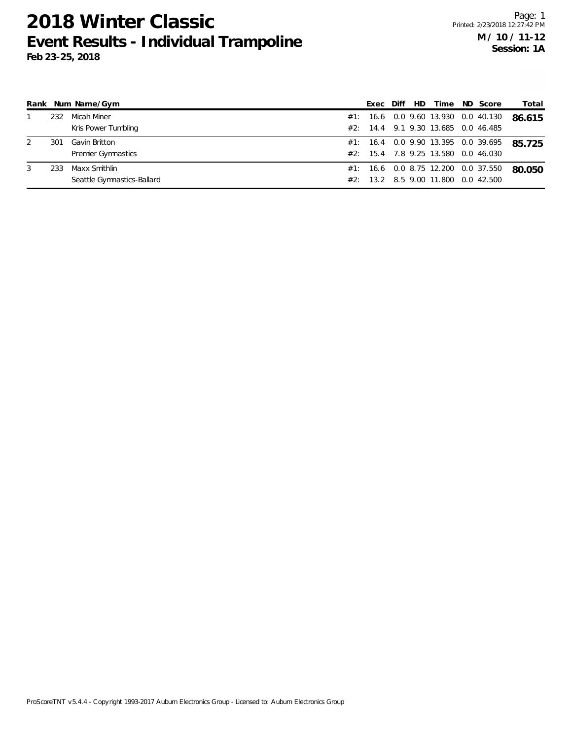# 2018 Winter Classic

## Event Results - Individual Trampoline

**Feb 23-25, 2018**

Printed: 2/23/2018 12:27:42 PM

**M / 10 / 11-12**

**Session: 1A**

| Rank | Num | Name/Gym | | Exec | Diff | HD | Time | ND | Score | Total |
|---|---|---|---|---|---|---|---|---|---|---|
| 1 | 232 | Micah Miner | #1: | 16.6 | 0.0 | 9.60 | 13.930 | 0.0 | 40.130 | **86.615** |
| | | Kris Power Tumbling | #2: | 14.4 | 9.1 | 9.30 | 13.685 | 0.0 | 46.485 | |
| 2 | 301 | Gavin Britton | #1: | 16.4 | 0.0 | 9.90 | 13.395 | 0.0 | 39.695 | **85.725** |
| | | Premier Gymnastics | #2: | 15.4 | 7.8 | 9.25 | 13.580 | 0.0 | 46.030 | |
| 3 | 233 | Maxx Smithlin | #1: | 16.6 | 0.0 | 8.75 | 12.200 | 0.0 | 37.550 | **80.050** |
| | | Seattle Gymnastics-Ballard | #2: | 13.2 | 8.5 | 9.00 | 11.800 | 0.0 | 42.500 | |

ProScoreTNT v5.4.4 - Copyright 1993-2017 Auburn Electronics Group - Licensed to: Auburn Electronics Group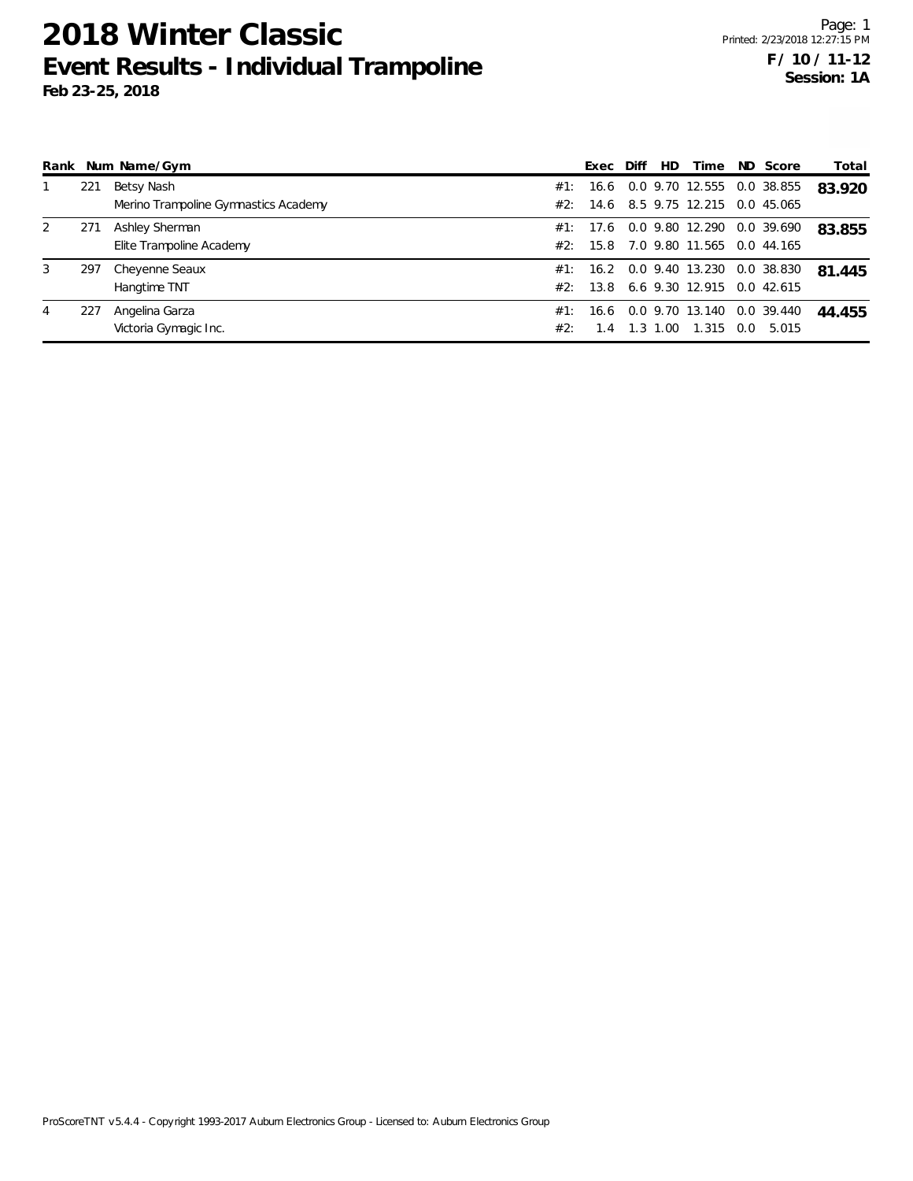# 2018 Winter Classic

## Event Results - Individual Trampoline

**Feb 23-25, 2018**

**F / 10 / 11-12**
**Session: 1A**

| Rank | Num | Name/Gym | | Exec | Diff | HD | Time | ND | Score | Total |
|---|---|---|---|---|---|---|---|---|---|---|
| 1 | 221 | Betsy Nash | #1: | 16.6 | 0.0 | 9.70 | 12.555 | 0.0 | 38.855 | **83.920** |
| | | Merino Trampoline Gymnastics Academy | #2: | 14.6 | 8.5 | 9.75 | 12.215 | 0.0 | 45.065 | |
| 2 | 271 | Ashley Sherman | #1: | 17.6 | 0.0 | 9.80 | 12.290 | 0.0 | 39.690 | **83.855** |
| | | Elite Trampoline Academy | #2: | 15.8 | 7.0 | 9.80 | 11.565 | 0.0 | 44.165 | |
| 3 | 297 | Cheyenne Seaux | #1: | 16.2 | 0.0 | 9.40 | 13.230 | 0.0 | 38.830 | **81.445** |
| | | Hangtime TNT | #2: | 13.8 | 6.6 | 9.30 | 12.915 | 0.0 | 42.615 | |
| 4 | 227 | Angelina Garza | #1: | 16.6 | 0.0 | 9.70 | 13.140 | 0.0 | 39.440 | **44.455** |
| | | Victoria Gymagic Inc. | #2: | 1.4 | 1.3 | 1.00 | 1.315 | 0.0 | 5.015 | |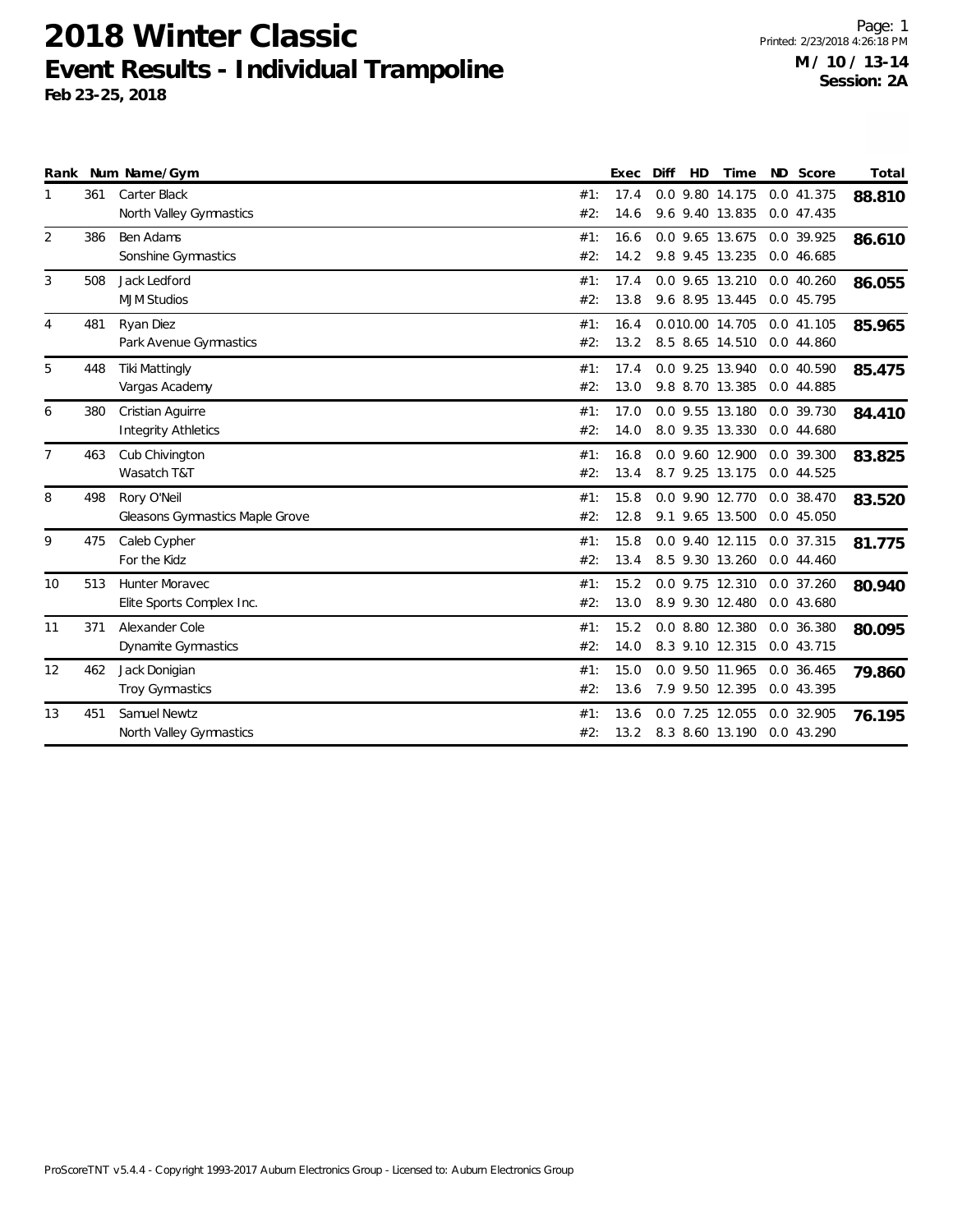# 2018 Winter Classic
## Event Results - Individual Trampoline
**Feb 23-25, 2018**

**M / 10 / 13-14**
**Session: 2A**

| Rank | Num | Name/Gym | | Exec | Diff | HD | Time | ND | Score | Total |
|---|---|---|---|---|---|---|---|---|---|---|
| 1 | 361 | Carter Black | #1: | 17.4 | 0.0 | 9.80 | 14.175 | 0.0 | 41.375 | **88.810** |
| | | North Valley Gymnastics | #2: | 14.6 | 9.6 | 9.40 | 13.835 | 0.0 | 47.435 | |
| 2 | 386 | Ben Adams | #1: | 16.6 | 0.0 | 9.65 | 13.675 | 0.0 | 39.925 | **86.610** |
| | | Sonshine Gymnastics | #2: | 14.2 | 9.8 | 9.45 | 13.235 | 0.0 | 46.685 | |
| 3 | 508 | Jack Ledford | #1: | 17.4 | 0.0 | 9.65 | 13.210 | 0.0 | 40.260 | **86.055** |
| | | MJM Studios | #2: | 13.8 | 9.6 | 8.95 | 13.445 | 0.0 | 45.795 | |
| 4 | 481 | Ryan Diez | #1: | 16.4 | 0.0 | 10.00 | 14.705 | 0.0 | 41.105 | **85.965** |
| | | Park Avenue Gymnastics | #2: | 13.2 | 8.5 | 8.65 | 14.510 | 0.0 | 44.860 | |
| 5 | 448 | Tiki Mattingly | #1: | 17.4 | 0.0 | 9.25 | 13.940 | 0.0 | 40.590 | **85.475** |
| | | Vargas Academy | #2: | 13.0 | 9.8 | 8.70 | 13.385 | 0.0 | 44.885 | |
| 6 | 380 | Cristian Aguirre | #1: | 17.0 | 0.0 | 9.55 | 13.180 | 0.0 | 39.730 | **84.410** |
| | | Integrity Athletics | #2: | 14.0 | 8.0 | 9.35 | 13.330 | 0.0 | 44.680 | |
| 7 | 463 | Cub Chivington | #1: | 16.8 | 0.0 | 9.60 | 12.900 | 0.0 | 39.300 | **83.825** |
| | | Wasatch T&T | #2: | 13.4 | 8.7 | 9.25 | 13.175 | 0.0 | 44.525 | |
| 8 | 498 | Rory O'Neil | #1: | 15.8 | 0.0 | 9.90 | 12.770 | 0.0 | 38.470 | **83.520** |
| | | Gleasons Gymnastics Maple Grove | #2: | 12.8 | 9.1 | 9.65 | 13.500 | 0.0 | 45.050 | |
| 9 | 475 | Caleb Cypher | #1: | 15.8 | 0.0 | 9.40 | 12.115 | 0.0 | 37.315 | **81.775** |
| | | For the Kidz | #2: | 13.4 | 8.5 | 9.30 | 13.260 | 0.0 | 44.460 | |
| 10 | 513 | Hunter Moravec | #1: | 15.2 | 0.0 | 9.75 | 12.310 | 0.0 | 37.260 | **80.940** |
| | | Elite Sports Complex Inc. | #2: | 13.0 | 8.9 | 9.30 | 12.480 | 0.0 | 43.680 | |
| 11 | 371 | Alexander Cole | #1: | 15.2 | 0.0 | 8.80 | 12.380 | 0.0 | 36.380 | **80.095** |
| | | Dynamite Gymnastics | #2: | 14.0 | 8.3 | 9.10 | 12.315 | 0.0 | 43.715 | |
| 12 | 462 | Jack Donigian | #1: | 15.0 | 0.0 | 9.50 | 11.965 | 0.0 | 36.465 | **79.860** |
| | | Troy Gymnastics | #2: | 13.6 | 7.9 | 9.50 | 12.395 | 0.0 | 43.395 | |
| 13 | 451 | Samuel Newtz | #1: | 13.6 | 0.0 | 7.25 | 12.055 | 0.0 | 32.905 | **76.195** |
| | | North Valley Gymnastics | #2: | 13.2 | 8.3 | 8.60 | 13.190 | 0.0 | 43.290 | |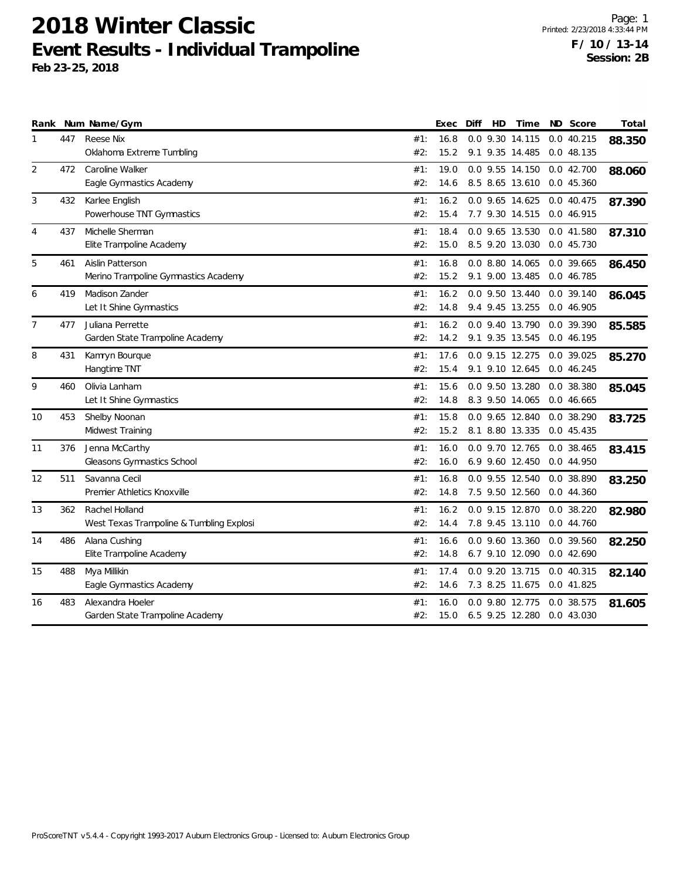# 2018 Winter Classic

## Event Results - Individual Trampoline

**Feb 23-25, 2018**

Printed: 2/23/2018 4:33:44 PM

**F / 10 / 13-14**
**Session: 2B**

| Rank | Num | Name/Gym | | Exec | Diff | HD | Time | ND | Score | Total |
|---|---|---|---|---|---|---|---|---|---|---|
| 1 | 447 | Reese Nix | #1: | 16.8 | 0.0 | 9.30 | 14.115 | 0.0 | 40.215 | **88.350** |
| | | Oklahoma Extreme Tumbling | #2: | 15.2 | 9.1 | 9.35 | 14.485 | 0.0 | 48.135 | |
| 2 | 472 | Caroline Walker | #1: | 19.0 | 0.0 | 9.55 | 14.150 | 0.0 | 42.700 | **88.060** |
| | | Eagle Gymnastics Academy | #2: | 14.6 | 8.5 | 8.65 | 13.610 | 0.0 | 45.360 | |
| 3 | 432 | Karlee English | #1: | 16.2 | 0.0 | 9.65 | 14.625 | 0.0 | 40.475 | **87.390** |
| | | Powerhouse TNT Gymnastics | #2: | 15.4 | 7.7 | 9.30 | 14.515 | 0.0 | 46.915 | |
| 4 | 437 | Michelle Sherman | #1: | 18.4 | 0.0 | 9.65 | 13.530 | 0.0 | 41.580 | **87.310** |
| | | Elite Trampoline Academy | #2: | 15.0 | 8.5 | 9.20 | 13.030 | 0.0 | 45.730 | |
| 5 | 461 | Aislin Patterson | #1: | 16.8 | 0.0 | 8.80 | 14.065 | 0.0 | 39.665 | **86.450** |
| | | Merino Trampoline Gymnastics Academy | #2: | 15.2 | 9.1 | 9.00 | 13.485 | 0.0 | 46.785 | |
| 6 | 419 | Madison Zander | #1: | 16.2 | 0.0 | 9.50 | 13.440 | 0.0 | 39.140 | **86.045** |
| | | Let It Shine Gymnastics | #2: | 14.8 | 9.4 | 9.45 | 13.255 | 0.0 | 46.905 | |
| 7 | 477 | Juliana Perrette | #1: | 16.2 | 0.0 | 9.40 | 13.790 | 0.0 | 39.390 | **85.585** |
| | | Garden State Trampoline Academy | #2: | 14.2 | 9.1 | 9.35 | 13.545 | 0.0 | 46.195 | |
| 8 | 431 | Kamryn Bourque | #1: | 17.6 | 0.0 | 9.15 | 12.275 | 0.0 | 39.025 | **85.270** |
| | | Hangtime TNT | #2: | 15.4 | 9.1 | 9.10 | 12.645 | 0.0 | 46.245 | |
| 9 | 460 | Olivia Lanham | #1: | 15.6 | 0.0 | 9.50 | 13.280 | 0.0 | 38.380 | **85.045** |
| | | Let It Shine Gymnastics | #2: | 14.8 | 8.3 | 9.50 | 14.065 | 0.0 | 46.665 | |
| 10 | 453 | Shelby Noonan | #1: | 15.8 | 0.0 | 9.65 | 12.840 | 0.0 | 38.290 | **83.725** |
| | | Midwest Training | #2: | 15.2 | 8.1 | 8.80 | 13.335 | 0.0 | 45.435 | |
| 11 | 376 | Jenna McCarthy | #1: | 16.0 | 0.0 | 9.70 | 12.765 | 0.0 | 38.465 | **83.415** |
| | | Gleasons Gymnastics School | #2: | 16.0 | 6.9 | 9.60 | 12.450 | 0.0 | 44.950 | |
| 12 | 511 | Savanna Cecil | #1: | 16.8 | 0.0 | 9.55 | 12.540 | 0.0 | 38.890 | **83.250** |
| | | Premier Athletics Knoxville | #2: | 14.8 | 7.5 | 9.50 | 12.560 | 0.0 | 44.360 | |
| 13 | 362 | Rachel Holland | #1: | 16.2 | 0.0 | 9.15 | 12.870 | 0.0 | 38.220 | **82.980** |
| | | West Texas Trampoline & Tumbling Explosi | #2: | 14.4 | 7.8 | 9.45 | 13.110 | 0.0 | 44.760 | |
| 14 | 486 | Alana Cushing | #1: | 16.6 | 0.0 | 9.60 | 13.360 | 0.0 | 39.560 | **82.250** |
| | | Elite Trampoline Academy | #2: | 14.8 | 6.7 | 9.10 | 12.090 | 0.0 | 42.690 | |
| 15 | 488 | Mya Millikin | #1: | 17.4 | 0.0 | 9.20 | 13.715 | 0.0 | 40.315 | **82.140** |
| | | Eagle Gymnastics Academy | #2: | 14.6 | 7.3 | 8.25 | 11.675 | 0.0 | 41.825 | |
| 16 | 483 | Alexandra Hoeler | #1: | 16.0 | 0.0 | 9.80 | 12.775 | 0.0 | 38.575 | **81.605** |
| | | Garden State Trampoline Academy | #2: | 15.0 | 6.5 | 9.25 | 12.280 | 0.0 | 43.030 | |

ProScoreTNT v5.4.4 - Copyright 1993-2017 Auburn Electronics Group - Licensed to: Auburn Electronics Group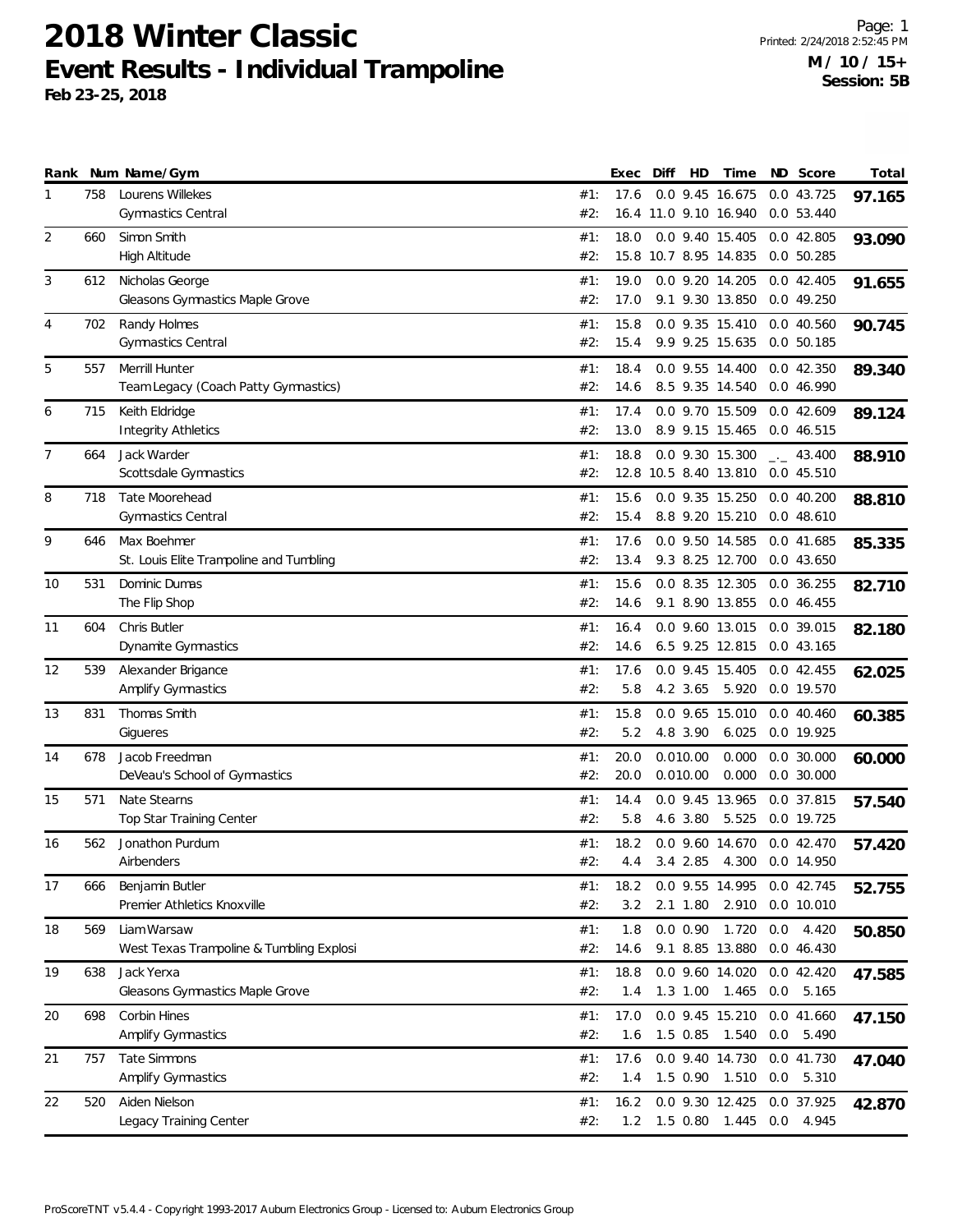# 2018 Winter Classic

## Event Results - Individual Trampoline

**Feb 23-25, 2018**

Page: 1
Printed: 2/24/2018 2:52:45 PM
**M / 10 / 15+**
**Session: 5B**

| Rank | Num | Name/Gym | | Exec | Diff | HD | Time | ND | Score | Total |
|---|---|---|---|---|---|---|---|---|---|---|
| 1 | 758 | Lourens Willekes | #1: | 17.6 | 0.0 | 9.45 | 16.675 | 0.0 | 43.725 | **97.165** |
| | | Gymnastics Central | #2: | 16.4 | 11.0 | 9.10 | 16.940 | 0.0 | 53.440 | |
| 2 | 660 | Simon Smith | #1: | 18.0 | 0.0 | 9.40 | 15.405 | 0.0 | 42.805 | **93.090** |
| | | High Altitude | #2: | 15.8 | 10.7 | 8.95 | 14.835 | 0.0 | 50.285 | |
| 3 | 612 | Nicholas George | #1: | 19.0 | 0.0 | 9.20 | 14.205 | 0.0 | 42.405 | **91.655** |
| | | Gleasons Gymnastics Maple Grove | #2: | 17.0 | 9.1 | 9.30 | 13.850 | 0.0 | 49.250 | |
| 4 | 702 | Randy Holmes | #1: | 15.8 | 0.0 | 9.35 | 15.410 | 0.0 | 40.560 | **90.745** |
| | | Gymnastics Central | #2: | 15.4 | 9.9 | 9.25 | 15.635 | 0.0 | 50.185 | |
| 5 | 557 | Merrill Hunter | #1: | 18.4 | 0.0 | 9.55 | 14.400 | 0.0 | 42.350 | **89.340** |
| | | Team Legacy (Coach Patty Gymnastics) | #2: | 14.6 | 8.5 | 9.35 | 14.540 | 0.0 | 46.990 | |
| 6 | 715 | Keith Eldridge | #1: | 17.4 | 0.0 | 9.70 | 15.509 | 0.0 | 42.609 | **89.124** |
| | | Integrity Athletics | #2: | 13.0 | 8.9 | 9.15 | 15.465 | 0.0 | 46.515 | |
| 7 | 664 | Jack Warder | #1: | 18.8 | 0.0 | 9.30 | 15.300 | _._ | 43.400 | **88.910** |
| | | Scottsdale Gymnastics | #2: | 12.8 | 10.5 | 8.40 | 13.810 | 0.0 | 45.510 | |
| 8 | 718 | Tate Moorehead | #1: | 15.6 | 0.0 | 9.35 | 15.250 | 0.0 | 40.200 | **88.810** |
| | | Gymnastics Central | #2: | 15.4 | 8.8 | 9.20 | 15.210 | 0.0 | 48.610 | |
| 9 | 646 | Max Boehmer | #1: | 17.6 | 0.0 | 9.50 | 14.585 | 0.0 | 41.685 | **85.335** |
| | | St. Louis Elite Trampoline and Tumbling | #2: | 13.4 | 9.3 | 8.25 | 12.700 | 0.0 | 43.650 | |
| 10 | 531 | Dominic Dumas | #1: | 15.6 | 0.0 | 8.35 | 12.305 | 0.0 | 36.255 | **82.710** |
| | | The Flip Shop | #2: | 14.6 | 9.1 | 8.90 | 13.855 | 0.0 | 46.455 | |
| 11 | 604 | Chris Butler | #1: | 16.4 | 0.0 | 9.60 | 13.015 | 0.0 | 39.015 | **82.180** |
| | | Dynamite Gymnastics | #2: | 14.6 | 6.5 | 9.25 | 12.815 | 0.0 | 43.165 | |
| 12 | 539 | Alexander Brigance | #1: | 17.6 | 0.0 | 9.45 | 15.405 | 0.0 | 42.455 | **62.025** |
| | | Amplify Gymnastics | #2: | 5.8 | 4.2 | 3.65 | 5.920 | 0.0 | 19.570 | |
| 13 | 831 | Thomas Smith | #1: | 15.8 | 0.0 | 9.65 | 15.010 | 0.0 | 40.460 | **60.385** |
| | | Gigueres | #2: | 5.2 | 4.8 | 3.90 | 6.025 | 0.0 | 19.925 | |
| 14 | 678 | Jacob Freedman | #1: | 20.0 | 0.0 | 10.00 | 0.000 | 0.0 | 30.000 | **60.000** |
| | | DeVeau's School of Gymnastics | #2: | 20.0 | 0.0 | 10.00 | 0.000 | 0.0 | 30.000 | |
| 15 | 571 | Nate Stearns | #1: | 14.4 | 0.0 | 9.45 | 13.965 | 0.0 | 37.815 | **57.540** |
| | | Top Star Training Center | #2: | 5.8 | 4.6 | 3.80 | 5.525 | 0.0 | 19.725 | |
| 16 | 562 | Jonathon Purdum | #1: | 18.2 | 0.0 | 9.60 | 14.670 | 0.0 | 42.470 | **57.420** |
| | | Airbenders | #2: | 4.4 | 3.4 | 2.85 | 4.300 | 0.0 | 14.950 | |
| 17 | 666 | Benjamin Butler | #1: | 18.2 | 0.0 | 9.55 | 14.995 | 0.0 | 42.745 | **52.755** |
| | | Premier Athletics Knoxville | #2: | 3.2 | 2.1 | 1.80 | 2.910 | 0.0 | 10.010 | |
| 18 | 569 | Liam Warsaw | #1: | 1.8 | 0.0 | 0.90 | 1.720 | 0.0 | 4.420 | **50.850** |
| | | West Texas Trampoline & Tumbling Explosi | #2: | 14.6 | 9.1 | 8.85 | 13.880 | 0.0 | 46.430 | |
| 19 | 638 | Jack Yerxa | #1: | 18.8 | 0.0 | 9.60 | 14.020 | 0.0 | 42.420 | **47.585** |
| | | Gleasons Gymnastics Maple Grove | #2: | 1.4 | 1.3 | 1.00 | 1.465 | 0.0 | 5.165 | |
| 20 | 698 | Corbin Hines | #1: | 17.0 | 0.0 | 9.45 | 15.210 | 0.0 | 41.660 | **47.150** |
| | | Amplify Gymnastics | #2: | 1.6 | 1.5 | 0.85 | 1.540 | 0.0 | 5.490 | |
| 21 | 757 | Tate Simmons | #1: | 17.6 | 0.0 | 9.40 | 14.730 | 0.0 | 41.730 | **47.040** |
| | | Amplify Gymnastics | #2: | 1.4 | 1.5 | 0.90 | 1.510 | 0.0 | 5.310 | |
| 22 | 520 | Aiden Nielson | #1: | 16.2 | 0.0 | 9.30 | 12.425 | 0.0 | 37.925 | **42.870** |
| | | Legacy Training Center | #2: | 1.2 | 1.5 | 0.80 | 1.445 | 0.0 | 4.945 | |

ProScoreTNT v5.4.4 - Copyright 1993-2017 Auburn Electronics Group - Licensed to: Auburn Electronics Group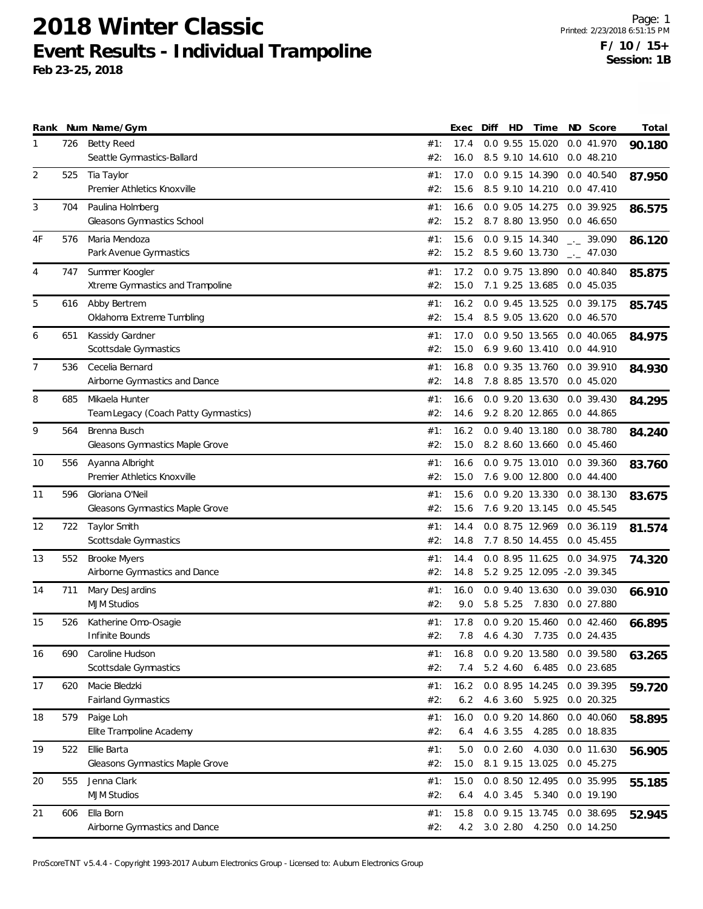# 2018 Winter Classic

## Event Results - Individual Trampoline

**Feb 23-25, 2018**

Page: 1
Printed: 2/23/2018 6:51:15 PM
**F / 10 / 15+**
**Session: 1B**

| Rank | Num | Name/Gym | | Exec | Diff | HD | Time | ND | Score | Total |
|---|---|---|---|---|---|---|---|---|---|---|
| 1 | 726 | Betty Reed | #1: | 17.4 | 0.0 | 9.55 | 15.020 | 0.0 | 41.970 | **90.180** |
| | | Seattle Gymnastics-Ballard | #2: | 16.0 | 8.5 | 9.10 | 14.610 | 0.0 | 48.210 | |
| 2 | 525 | Tia Taylor | #1: | 17.0 | 0.0 | 9.15 | 14.390 | 0.0 | 40.540 | **87.950** |
| | | Premier Athletics Knoxville | #2: | 15.6 | 8.5 | 9.10 | 14.210 | 0.0 | 47.410 | |
| 3 | 704 | Paulina Holmberg | #1: | 16.6 | 0.0 | 9.05 | 14.275 | 0.0 | 39.925 | **86.575** |
| | | Gleasons Gymnastics School | #2: | 15.2 | 8.7 | 8.80 | 13.950 | 0.0 | 46.650 | |
| 4F | 576 | Maria Mendoza | #1: | 15.6 | 0.0 | 9.15 | 14.340 | _._ | 39.090 | **86.120** |
| | | Park Avenue Gymnastics | #2: | 15.2 | 8.5 | 9.60 | 13.730 | _._ | 47.030 | |
| 4 | 747 | Summer Koogler | #1: | 17.2 | 0.0 | 9.75 | 13.890 | 0.0 | 40.840 | **85.875** |
| | | Xtreme Gymnastics and Trampoline | #2: | 15.0 | 7.1 | 9.25 | 13.685 | 0.0 | 45.035 | |
| 5 | 616 | Abby Bertrem | #1: | 16.2 | 0.0 | 9.45 | 13.525 | 0.0 | 39.175 | **85.745** |
| | | Oklahoma Extreme Tumbling | #2: | 15.4 | 8.5 | 9.05 | 13.620 | 0.0 | 46.570 | |
| 6 | 651 | Kassidy Gardner | #1: | 17.0 | 0.0 | 9.50 | 13.565 | 0.0 | 40.065 | **84.975** |
| | | Scottsdale Gymnastics | #2: | 15.0 | 6.9 | 9.60 | 13.410 | 0.0 | 44.910 | |
| 7 | 536 | Cecelia Bernard | #1: | 16.8 | 0.0 | 9.35 | 13.760 | 0.0 | 39.910 | **84.930** |
| | | Airborne Gymnastics and Dance | #2: | 14.8 | 7.8 | 8.85 | 13.570 | 0.0 | 45.020 | |
| 8 | 685 | Mikaela Hunter | #1: | 16.6 | 0.0 | 9.20 | 13.630 | 0.0 | 39.430 | **84.295** |
| | | Team Legacy (Coach Patty Gymnastics) | #2: | 14.6 | 9.2 | 8.20 | 12.865 | 0.0 | 44.865 | |
| 9 | 564 | Brenna Busch | #1: | 16.2 | 0.0 | 9.40 | 13.180 | 0.0 | 38.780 | **84.240** |
| | | Gleasons Gymnastics Maple Grove | #2: | 15.0 | 8.2 | 8.60 | 13.660 | 0.0 | 45.460 | |
| 10 | 556 | Ayanna Albright | #1: | 16.6 | 0.0 | 9.75 | 13.010 | 0.0 | 39.360 | **83.760** |
| | | Premier Athletics Knoxville | #2: | 15.0 | 7.6 | 9.00 | 12.800 | 0.0 | 44.400 | |
| 11 | 596 | Gloriana O'Neil | #1: | 15.6 | 0.0 | 9.20 | 13.330 | 0.0 | 38.130 | **83.675** |
| | | Gleasons Gymnastics Maple Grove | #2: | 15.6 | 7.6 | 9.20 | 13.145 | 0.0 | 45.545 | |
| 12 | 722 | Taylor Smith | #1: | 14.4 | 0.0 | 8.75 | 12.969 | 0.0 | 36.119 | **81.574** |
| | | Scottsdale Gymnastics | #2: | 14.8 | 7.7 | 8.50 | 14.455 | 0.0 | 45.455 | |
| 13 | 552 | Brooke Myers | #1: | 14.4 | 0.0 | 8.95 | 11.625 | 0.0 | 34.975 | **74.320** |
| | | Airborne Gymnastics and Dance | #2: | 14.8 | 5.2 | 9.25 | 12.095 | -2.0 | 39.345 | |
| 14 | 711 | Mary DesJardins | #1: | 16.0 | 0.0 | 9.40 | 13.630 | 0.0 | 39.030 | **66.910** |
| | | MJM Studios | #2: | 9.0 | 5.8 | 5.25 | 7.830 | 0.0 | 27.880 | |
| 15 | 526 | Katherine Omo-Osagie | #1: | 17.8 | 0.0 | 9.20 | 15.460 | 0.0 | 42.460 | **66.895** |
| | | Infinite Bounds | #2: | 7.8 | 4.6 | 4.30 | 7.735 | 0.0 | 24.435 | |
| 16 | 690 | Caroline Hudson | #1: | 16.8 | 0.0 | 9.20 | 13.580 | 0.0 | 39.580 | **63.265** |
| | | Scottsdale Gymnastics | #2: | 7.4 | 5.2 | 4.60 | 6.485 | 0.0 | 23.685 | |
| 17 | 620 | Macie Bledzki | #1: | 16.2 | 0.0 | 8.95 | 14.245 | 0.0 | 39.395 | **59.720** |
| | | Fairland Gymnastics | #2: | 6.2 | 4.6 | 3.60 | 5.925 | 0.0 | 20.325 | |
| 18 | 579 | Paige Loh | #1: | 16.0 | 0.0 | 9.20 | 14.860 | 0.0 | 40.060 | **58.895** |
| | | Elite Trampoline Academy | #2: | 6.4 | 4.6 | 3.55 | 4.285 | 0.0 | 18.835 | |
| 19 | 522 | Ellie Barta | #1: | 5.0 | 0.0 | 2.60 | 4.030 | 0.0 | 11.630 | **56.905** |
| | | Gleasons Gymnastics Maple Grove | #2: | 15.0 | 8.1 | 9.15 | 13.025 | 0.0 | 45.275 | |
| 20 | 555 | Jenna Clark | #1: | 15.0 | 0.0 | 8.50 | 12.495 | 0.0 | 35.995 | **55.185** |
| | | MJM Studios | #2: | 6.4 | 4.0 | 3.45 | 5.340 | 0.0 | 19.190 | |
| 21 | 606 | Ella Born | #1: | 15.8 | 0.0 | 9.15 | 13.745 | 0.0 | 38.695 | **52.945** |
| | | Airborne Gymnastics and Dance | #2: | 4.2 | 3.0 | 2.80 | 4.250 | 0.0 | 14.250 | |

ProScoreTNT v5.4.4 - Copyright 1993-2017 Auburn Electronics Group - Licensed to: Auburn Electronics Group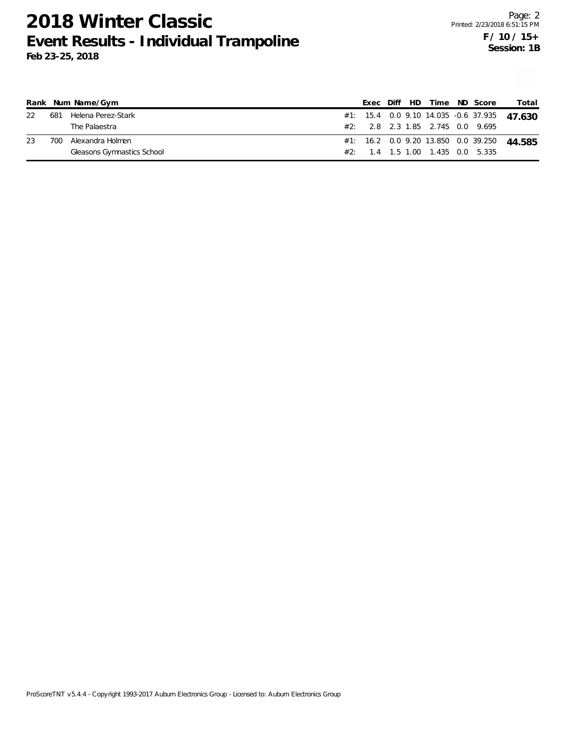# 2018 Winter Classic
## Event Results - Individual Trampoline
**Feb 23-25, 2018**

**F / 10 / 15+**
**Session: 1B**

| Rank | Num | Name/Gym | | Exec | Diff | HD | Time | ND | Score | Total |
|---|---|---|---|---|---|---|---|---|---|---|
| 22 | 681 | Helena Perez-Stark | #1: | 15.4 | 0.0 | 9.10 | 14.035 | -0.6 | 37.935 | **47.630** |
| | | The Palaestra | #2: | 2.8 | 2.3 | 1.85 | 2.745 | 0.0 | 9.695 | |
| 23 | 700 | Alexandra Holmen | #1: | 16.2 | 0.0 | 9.20 | 13.850 | 0.0 | 39.250 | **44.585** |
| | | Gleasons Gymnastics School | #2: | 1.4 | 1.5 | 1.00 | 1.435 | 0.0 | 5.335 | |